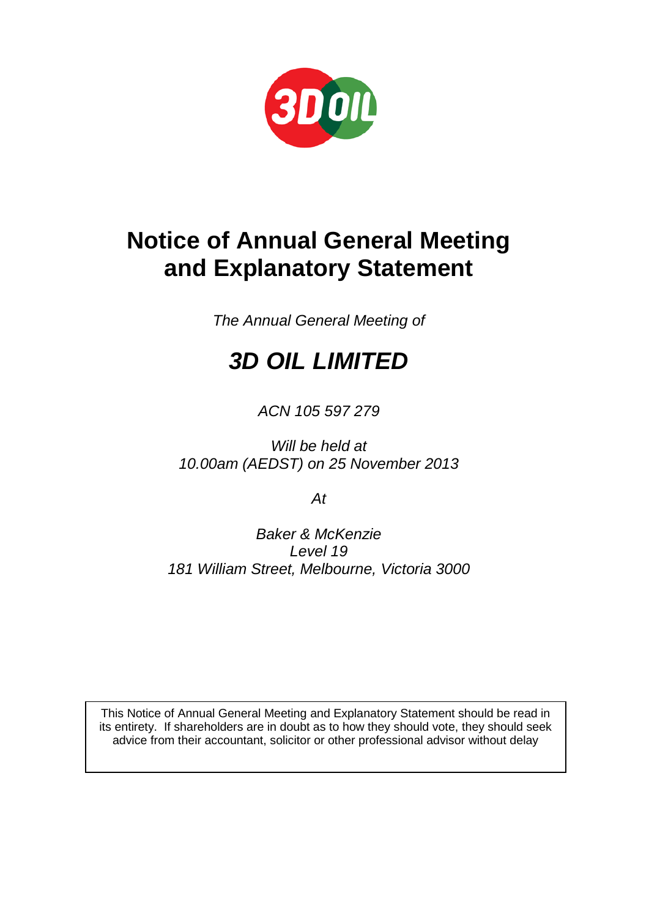# Notice of Annual General Meeting and Explanatory Statement

*The Annual General Meeting of*

## *3D OIL LIMITED*

*ACN 105 597 279*

*Will be held at*
*10.00am (AEDST) on 25 November 2013*

*At*

*Baker & McKenzie*
*Level 19*
*181 William Street, Melbourne, Victoria 3000*

This Notice of Annual General Meeting and Explanatory Statement should be read in its entirety. If shareholders are in doubt as to how they should vote, they should seek advice from their accountant, solicitor or other professional advisor without delay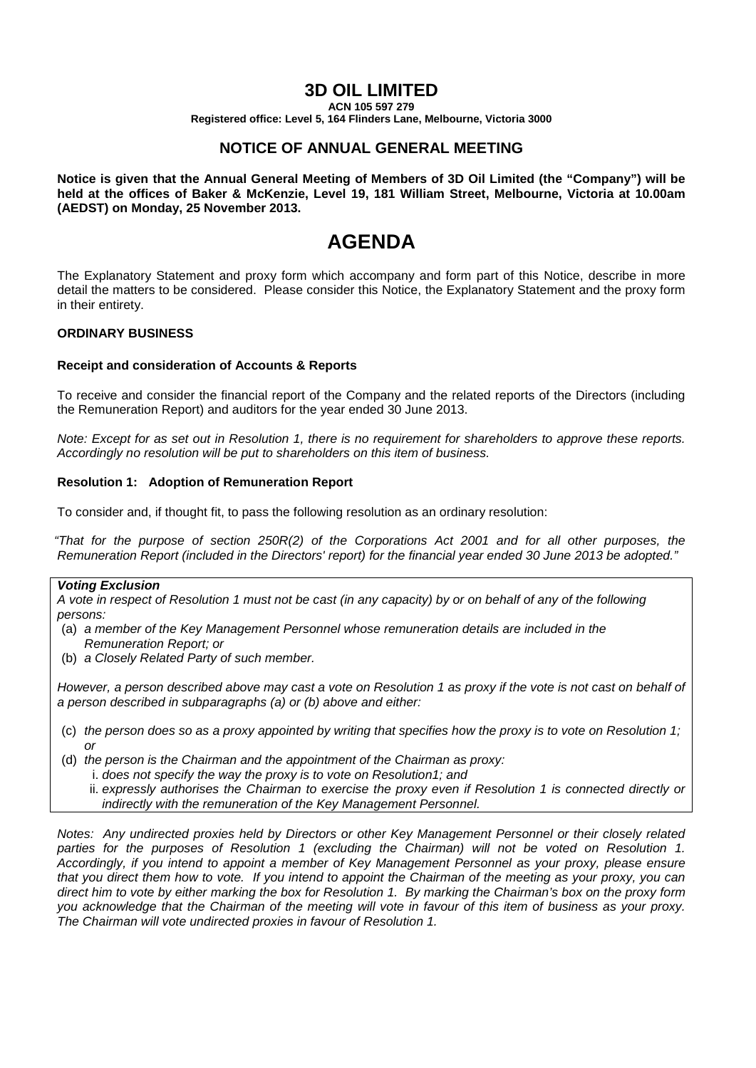# 3D OIL LIMITED

**ACN 105 597 279**

**Registered office: Level 5, 164 Flinders Lane, Melbourne, Victoria 3000**

## NOTICE OF ANNUAL GENERAL MEETING

**Notice is given that the Annual General Meeting of Members of 3D Oil Limited (the "Company") will be held at the offices of Baker & McKenzie, Level 19, 181 William Street, Melbourne, Victoria at 10.00am (AEDST) on Monday, 25 November 2013.**

# AGENDA

The Explanatory Statement and proxy form which accompany and form part of this Notice, describe in more detail the matters to be considered. Please consider this Notice, the Explanatory Statement and the proxy form in their entirety.

**ORDINARY BUSINESS**

**Receipt and consideration of Accounts & Reports**

To receive and consider the financial report of the Company and the related reports of the Directors (including the Remuneration Report) and auditors for the year ended 30 June 2013.

*Note: Except for as set out in Resolution 1, there is no requirement for shareholders to approve these reports. Accordingly no resolution will be put to shareholders on this item of business.*

**Resolution 1: Adoption of Remuneration Report**

To consider and, if thought fit, to pass the following resolution as an ordinary resolution:

*"That for the purpose of section 250R(2) of the Corporations Act 2001 and for all other purposes, the Remuneration Report (included in the Directors' report) for the financial year ended 30 June 2013 be adopted."*

***Voting Exclusion***

*A vote in respect of Resolution 1 must not be cast (in any capacity) by or on behalf of any of the following persons:*

(a) *a member of the Key Management Personnel whose remuneration details are included in the Remuneration Report; or*
(b) *a Closely Related Party of such member.*

*However, a person described above may cast a vote on Resolution 1 as proxy if the vote is not cast on behalf of a person described in subparagraphs (a) or (b) above and either:*

(c) *the person does so as a proxy appointed by writing that specifies how the proxy is to vote on Resolution 1; or*
(d) *the person is the Chairman and the appointment of the Chairman as proxy:*
   i. *does not specify the way the proxy is to vote on Resolution1; and*
   ii. *expressly authorises the Chairman to exercise the proxy even if Resolution 1 is connected directly or indirectly with the remuneration of the Key Management Personnel.*

*Notes: Any undirected proxies held by Directors or other Key Management Personnel or their closely related parties for the purposes of Resolution 1 (excluding the Chairman) will not be voted on Resolution 1. Accordingly, if you intend to appoint a member of Key Management Personnel as your proxy, please ensure that you direct them how to vote. If you intend to appoint the Chairman of the meeting as your proxy, you can direct him to vote by either marking the box for Resolution 1. By marking the Chairman's box on the proxy form you acknowledge that the Chairman of the meeting will vote in favour of this item of business as your proxy. The Chairman will vote undirected proxies in favour of Resolution 1.*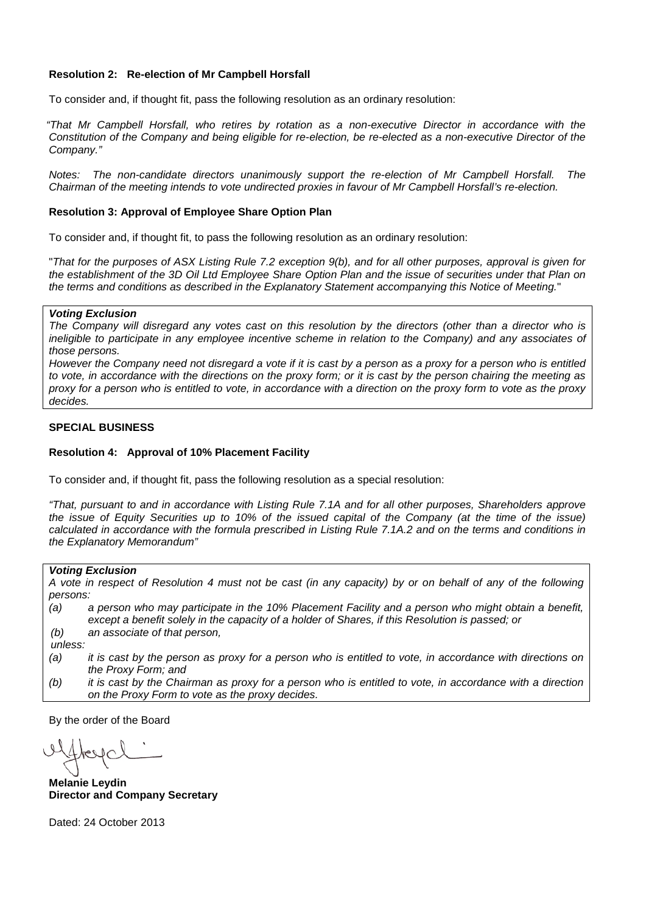**Resolution 2: Re-election of Mr Campbell Horsfall**

To consider and, if thought fit, pass the following resolution as an ordinary resolution:

*"That Mr Campbell Horsfall, who retires by rotation as a non-executive Director in accordance with the Constitution of the Company and being eligible for re-election, be re-elected as a non-executive Director of the Company."*

*Notes: The non-candidate directors unanimously support the re-election of Mr Campbell Horsfall. The Chairman of the meeting intends to vote undirected proxies in favour of Mr Campbell Horsfall's re-election.*

**Resolution 3: Approval of Employee Share Option Plan**

To consider and, if thought fit, to pass the following resolution as an ordinary resolution:

"*That for the purposes of ASX Listing Rule 7.2 exception 9(b), and for all other purposes, approval is given for the establishment of the 3D Oil Ltd Employee Share Option Plan and the issue of securities under that Plan on the terms and conditions as described in the Explanatory Statement accompanying this Notice of Meeting.*"

> ***Voting Exclusion***
>
> *The Company will disregard any votes cast on this resolution by the directors (other than a director who is ineligible to participate in any employee incentive scheme in relation to the Company) and any associates of those persons.*
>
> *However the Company need not disregard a vote if it is cast by a person as a proxy for a person who is entitled to vote, in accordance with the directions on the proxy form; or it is cast by the person chairing the meeting as proxy for a person who is entitled to vote, in accordance with a direction on the proxy form to vote as the proxy decides.*

**SPECIAL BUSINESS**

**Resolution 4: Approval of 10% Placement Facility**

To consider and, if thought fit, pass the following resolution as a special resolution:

*"That, pursuant to and in accordance with Listing Rule 7.1A and for all other purposes, Shareholders approve the issue of Equity Securities up to 10% of the issued capital of the Company (at the time of the issue) calculated in accordance with the formula prescribed in Listing Rule 7.1A.2 and on the terms and conditions in the Explanatory Memorandum"*

> ***Voting Exclusion***
>
> *A vote in respect of Resolution 4 must not be cast (in any capacity) by or on behalf of any of the following persons:*
>
> *(a) a person who may participate in the 10% Placement Facility and a person who might obtain a benefit, except a benefit solely in the capacity of a holder of Shares, if this Resolution is passed; or*
>
> *(b) an associate of that person,*
>
> *unless:*
>
> *(a) it is cast by the person as proxy for a person who is entitled to vote, in accordance with directions on the Proxy Form; and*
>
> *(b) it is cast by the Chairman as proxy for a person who is entitled to vote, in accordance with a direction on the Proxy Form to vote as the proxy decides.*

By the order of the Board

**Melanie Leydin**
**Director and Company Secretary**

Dated: 24 October 2013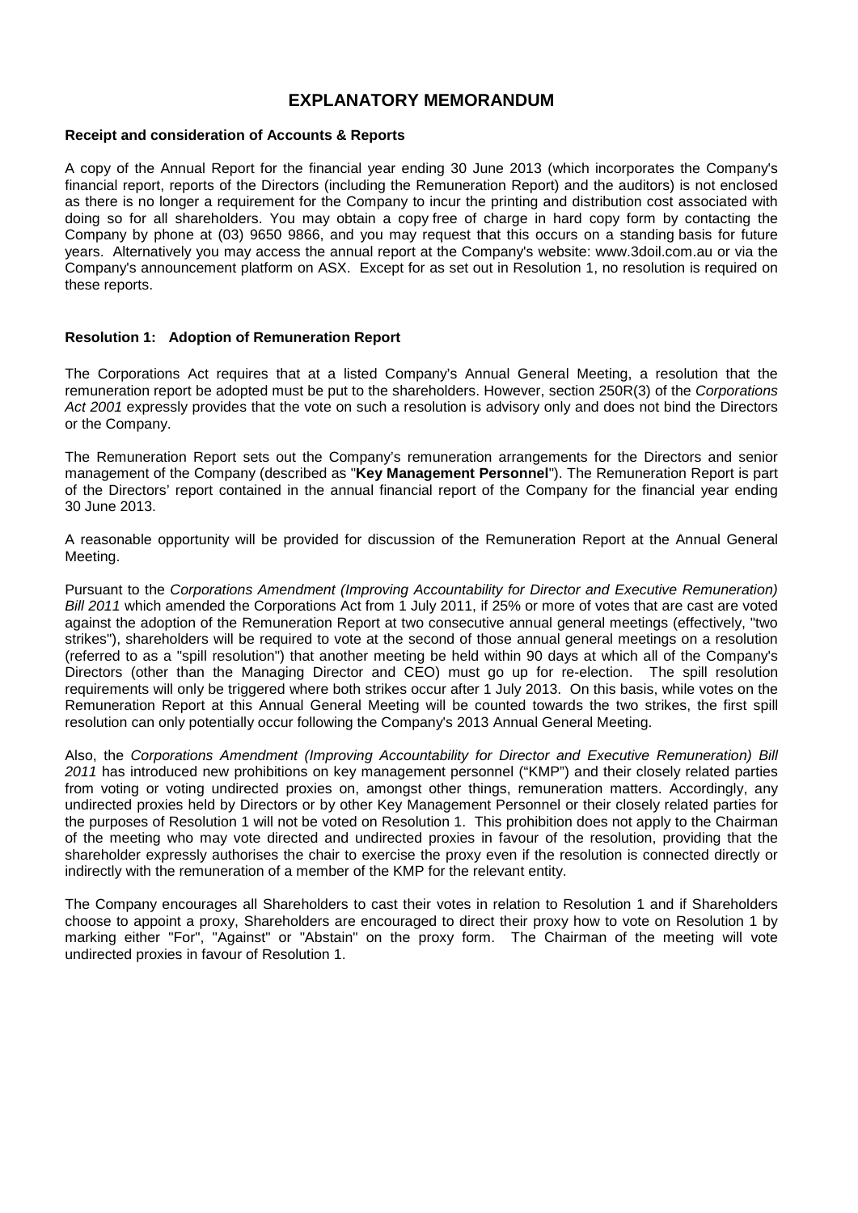# EXPLANATORY MEMORANDUM

**Receipt and consideration of Accounts & Reports**

A copy of the Annual Report for the financial year ending 30 June 2013 (which incorporates the Company's financial report, reports of the Directors (including the Remuneration Report) and the auditors) is not enclosed as there is no longer a requirement for the Company to incur the printing and distribution cost associated with doing so for all shareholders. You may obtain a copy free of charge in hard copy form by contacting the Company by phone at (03) 9650 9866, and you may request that this occurs on a standing basis for future years. Alternatively you may access the annual report at the Company's website: www.3doil.com.au or via the Company's announcement platform on ASX. Except for as set out in Resolution 1, no resolution is required on these reports.

**Resolution 1: Adoption of Remuneration Report**

The Corporations Act requires that at a listed Company's Annual General Meeting, a resolution that the remuneration report be adopted must be put to the shareholders. However, section 250R(3) of the *Corporations Act 2001* expressly provides that the vote on such a resolution is advisory only and does not bind the Directors or the Company.

The Remuneration Report sets out the Company's remuneration arrangements for the Directors and senior management of the Company (described as "**Key Management Personnel**"). The Remuneration Report is part of the Directors' report contained in the annual financial report of the Company for the financial year ending 30 June 2013.

A reasonable opportunity will be provided for discussion of the Remuneration Report at the Annual General Meeting.

Pursuant to the *Corporations Amendment (Improving Accountability for Director and Executive Remuneration) Bill 2011* which amended the Corporations Act from 1 July 2011, if 25% or more of votes that are cast are voted against the adoption of the Remuneration Report at two consecutive annual general meetings (effectively, "two strikes"), shareholders will be required to vote at the second of those annual general meetings on a resolution (referred to as a "spill resolution") that another meeting be held within 90 days at which all of the Company's Directors (other than the Managing Director and CEO) must go up for re-election. The spill resolution requirements will only be triggered where both strikes occur after 1 July 2013. On this basis, while votes on the Remuneration Report at this Annual General Meeting will be counted towards the two strikes, the first spill resolution can only potentially occur following the Company's 2013 Annual General Meeting.

Also, the *Corporations Amendment (Improving Accountability for Director and Executive Remuneration) Bill 2011* has introduced new prohibitions on key management personnel ("KMP") and their closely related parties from voting or voting undirected proxies on, amongst other things, remuneration matters. Accordingly, any undirected proxies held by Directors or by other Key Management Personnel or their closely related parties for the purposes of Resolution 1 will not be voted on Resolution 1. This prohibition does not apply to the Chairman of the meeting who may vote directed and undirected proxies in favour of the resolution, providing that the shareholder expressly authorises the chair to exercise the proxy even if the resolution is connected directly or indirectly with the remuneration of a member of the KMP for the relevant entity.

The Company encourages all Shareholders to cast their votes in relation to Resolution 1 and if Shareholders choose to appoint a proxy, Shareholders are encouraged to direct their proxy how to vote on Resolution 1 by marking either "For", "Against" or "Abstain" on the proxy form. The Chairman of the meeting will vote undirected proxies in favour of Resolution 1.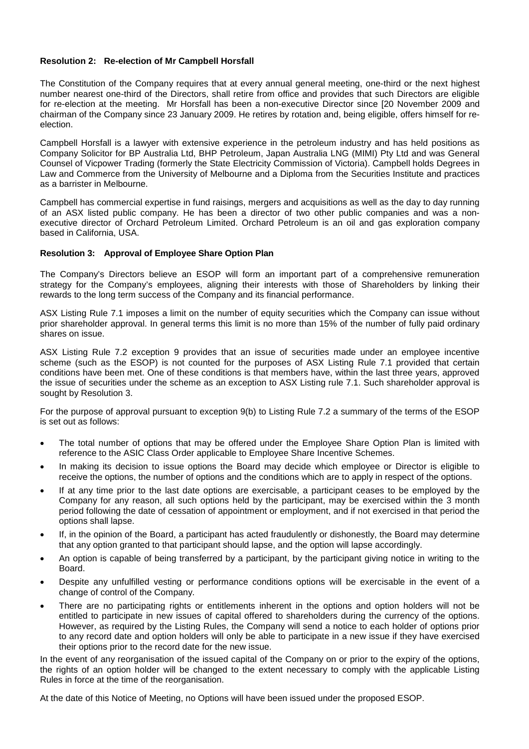**Resolution 2: Re-election of Mr Campbell Horsfall**

The Constitution of the Company requires that at every annual general meeting, one-third or the next highest number nearest one-third of the Directors, shall retire from office and provides that such Directors are eligible for re-election at the meeting. Mr Horsfall has been a non-executive Director since [20 November 2009 and chairman of the Company since 23 January 2009. He retires by rotation and, being eligible, offers himself for re-election.

Campbell Horsfall is a lawyer with extensive experience in the petroleum industry and has held positions as Company Solicitor for BP Australia Ltd, BHP Petroleum, Japan Australia LNG (MIMI) Pty Ltd and was General Counsel of Vicpower Trading (formerly the State Electricity Commission of Victoria). Campbell holds Degrees in Law and Commerce from the University of Melbourne and a Diploma from the Securities Institute and practices as a barrister in Melbourne.

Campbell has commercial expertise in fund raisings, mergers and acquisitions as well as the day to day running of an ASX listed public company. He has been a director of two other public companies and was a non-executive director of Orchard Petroleum Limited. Orchard Petroleum is an oil and gas exploration company based in California, USA.

**Resolution 3: Approval of Employee Share Option Plan**

The Company's Directors believe an ESOP will form an important part of a comprehensive remuneration strategy for the Company's employees, aligning their interests with those of Shareholders by linking their rewards to the long term success of the Company and its financial performance.

ASX Listing Rule 7.1 imposes a limit on the number of equity securities which the Company can issue without prior shareholder approval. In general terms this limit is no more than 15% of the number of fully paid ordinary shares on issue.

ASX Listing Rule 7.2 exception 9 provides that an issue of securities made under an employee incentive scheme (such as the ESOP) is not counted for the purposes of ASX Listing Rule 7.1 provided that certain conditions have been met. One of these conditions is that members have, within the last three years, approved the issue of securities under the scheme as an exception to ASX Listing rule 7.1. Such shareholder approval is sought by Resolution 3.

For the purpose of approval pursuant to exception 9(b) to Listing Rule 7.2 a summary of the terms of the ESOP is set out as follows:

- The total number of options that may be offered under the Employee Share Option Plan is limited with reference to the ASIC Class Order applicable to Employee Share Incentive Schemes.
- In making its decision to issue options the Board may decide which employee or Director is eligible to receive the options, the number of options and the conditions which are to apply in respect of the options.
- If at any time prior to the last date options are exercisable, a participant ceases to be employed by the Company for any reason, all such options held by the participant, may be exercised within the 3 month period following the date of cessation of appointment or employment, and if not exercised in that period the options shall lapse.
- If, in the opinion of the Board, a participant has acted fraudulently or dishonestly, the Board may determine that any option granted to that participant should lapse, and the option will lapse accordingly.
- An option is capable of being transferred by a participant, by the participant giving notice in writing to the Board.
- Despite any unfulfilled vesting or performance conditions options will be exercisable in the event of a change of control of the Company.
- There are no participating rights or entitlements inherent in the options and option holders will not be entitled to participate in new issues of capital offered to shareholders during the currency of the options. However, as required by the Listing Rules, the Company will send a notice to each holder of options prior to any record date and option holders will only be able to participate in a new issue if they have exercised their options prior to the record date for the new issue.

In the event of any reorganisation of the issued capital of the Company on or prior to the expiry of the options, the rights of an option holder will be changed to the extent necessary to comply with the applicable Listing Rules in force at the time of the reorganisation.

At the date of this Notice of Meeting, no Options will have been issued under the proposed ESOP.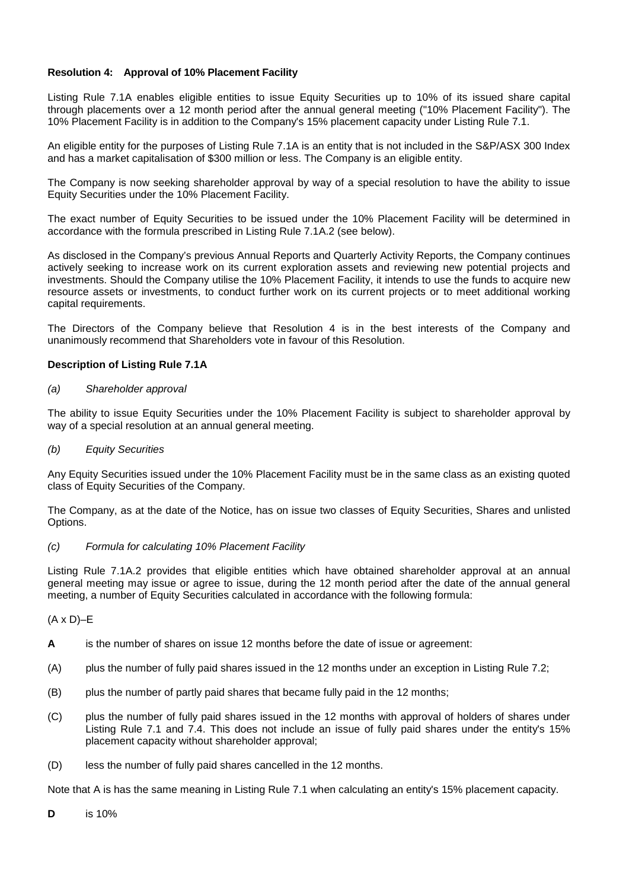**Resolution 4: Approval of 10% Placement Facility**

Listing Rule 7.1A enables eligible entities to issue Equity Securities up to 10% of its issued share capital through placements over a 12 month period after the annual general meeting ("10% Placement Facility"). The 10% Placement Facility is in addition to the Company's 15% placement capacity under Listing Rule 7.1.

An eligible entity for the purposes of Listing Rule 7.1A is an entity that is not included in the S&P/ASX 300 Index and has a market capitalisation of $300 million or less. The Company is an eligible entity.

The Company is now seeking shareholder approval by way of a special resolution to have the ability to issue Equity Securities under the 10% Placement Facility.

The exact number of Equity Securities to be issued under the 10% Placement Facility will be determined in accordance with the formula prescribed in Listing Rule 7.1A.2 (see below).

As disclosed in the Company's previous Annual Reports and Quarterly Activity Reports, the Company continues actively seeking to increase work on its current exploration assets and reviewing new potential projects and investments. Should the Company utilise the 10% Placement Facility, it intends to use the funds to acquire new resource assets or investments, to conduct further work on its current projects or to meet additional working capital requirements.

The Directors of the Company believe that Resolution 4 is in the best interests of the Company and unanimously recommend that Shareholders vote in favour of this Resolution.

**Description of Listing Rule 7.1A**

*(a) Shareholder approval*

The ability to issue Equity Securities under the 10% Placement Facility is subject to shareholder approval by way of a special resolution at an annual general meeting.

*(b) Equity Securities*

Any Equity Securities issued under the 10% Placement Facility must be in the same class as an existing quoted class of Equity Securities of the Company.

The Company, as at the date of the Notice, has on issue two classes of Equity Securities, Shares and unlisted Options.

*(c) Formula for calculating 10% Placement Facility*

Listing Rule 7.1A.2 provides that eligible entities which have obtained shareholder approval at an annual general meeting may issue or agree to issue, during the 12 month period after the date of the annual general meeting, a number of Equity Securities calculated in accordance with the following formula:

(A x D)–E

**A** is the number of shares on issue 12 months before the date of issue or agreement:

(A) plus the number of fully paid shares issued in the 12 months under an exception in Listing Rule 7.2;

(B) plus the number of partly paid shares that became fully paid in the 12 months;

(C) plus the number of fully paid shares issued in the 12 months with approval of holders of shares under Listing Rule 7.1 and 7.4. This does not include an issue of fully paid shares under the entity's 15% placement capacity without shareholder approval;

(D) less the number of fully paid shares cancelled in the 12 months.

Note that A is has the same meaning in Listing Rule 7.1 when calculating an entity's 15% placement capacity.

**D** is 10%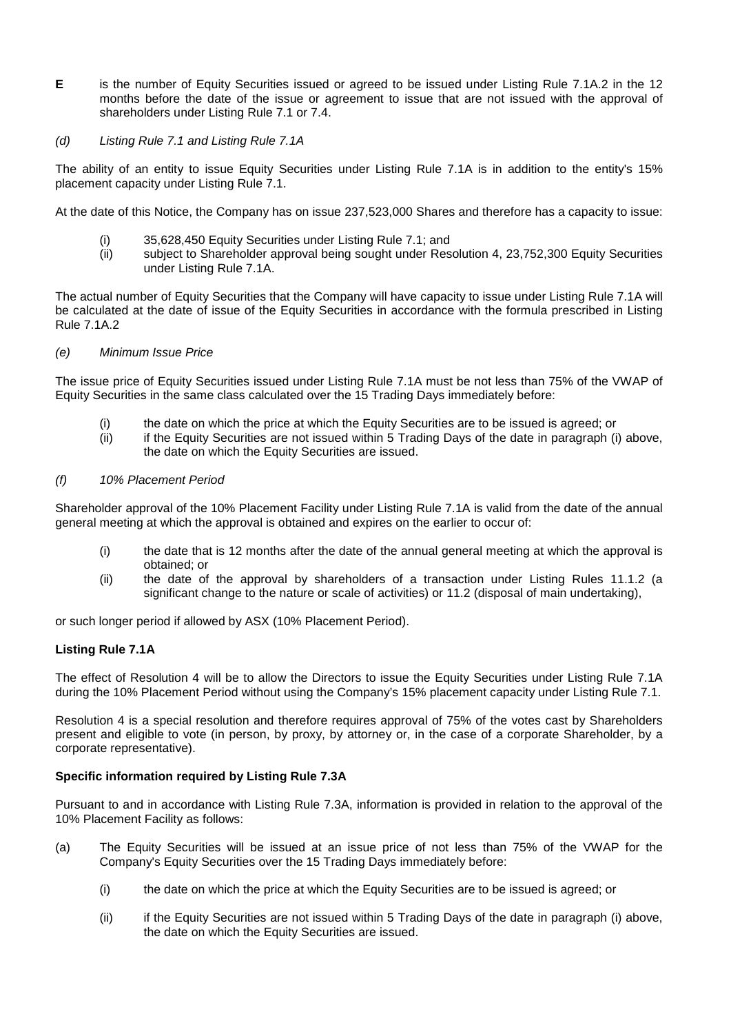**E** is the number of Equity Securities issued or agreed to be issued under Listing Rule 7.1A.2 in the 12 months before the date of the issue or agreement to issue that are not issued with the approval of shareholders under Listing Rule 7.1 or 7.4.

*(d) Listing Rule 7.1 and Listing Rule 7.1A*

The ability of an entity to issue Equity Securities under Listing Rule 7.1A is in addition to the entity's 15% placement capacity under Listing Rule 7.1.

At the date of this Notice, the Company has on issue 237,523,000 Shares and therefore has a capacity to issue:

(i) 35,628,450 Equity Securities under Listing Rule 7.1; and
(ii) subject to Shareholder approval being sought under Resolution 4, 23,752,300 Equity Securities under Listing Rule 7.1A.

The actual number of Equity Securities that the Company will have capacity to issue under Listing Rule 7.1A will be calculated at the date of issue of the Equity Securities in accordance with the formula prescribed in Listing Rule 7.1A.2

*(e) Minimum Issue Price*

The issue price of Equity Securities issued under Listing Rule 7.1A must be not less than 75% of the VWAP of Equity Securities in the same class calculated over the 15 Trading Days immediately before:

(i) the date on which the price at which the Equity Securities are to be issued is agreed; or
(ii) if the Equity Securities are not issued within 5 Trading Days of the date in paragraph (i) above, the date on which the Equity Securities are issued.

*(f) 10% Placement Period*

Shareholder approval of the 10% Placement Facility under Listing Rule 7.1A is valid from the date of the annual general meeting at which the approval is obtained and expires on the earlier to occur of:

(i) the date that is 12 months after the date of the annual general meeting at which the approval is obtained; or
(ii) the date of the approval by shareholders of a transaction under Listing Rules 11.1.2 (a significant change to the nature or scale of activities) or 11.2 (disposal of main undertaking),

or such longer period if allowed by ASX (10% Placement Period).

**Listing Rule 7.1A**

The effect of Resolution 4 will be to allow the Directors to issue the Equity Securities under Listing Rule 7.1A during the 10% Placement Period without using the Company's 15% placement capacity under Listing Rule 7.1.

Resolution 4 is a special resolution and therefore requires approval of 75% of the votes cast by Shareholders present and eligible to vote (in person, by proxy, by attorney or, in the case of a corporate Shareholder, by a corporate representative).

**Specific information required by Listing Rule 7.3A**

Pursuant to and in accordance with Listing Rule 7.3A, information is provided in relation to the approval of the 10% Placement Facility as follows:

(a) The Equity Securities will be issued at an issue price of not less than 75% of the VWAP for the Company's Equity Securities over the 15 Trading Days immediately before:

  (i) the date on which the price at which the Equity Securities are to be issued is agreed; or

  (ii) if the Equity Securities are not issued within 5 Trading Days of the date in paragraph (i) above, the date on which the Equity Securities are issued.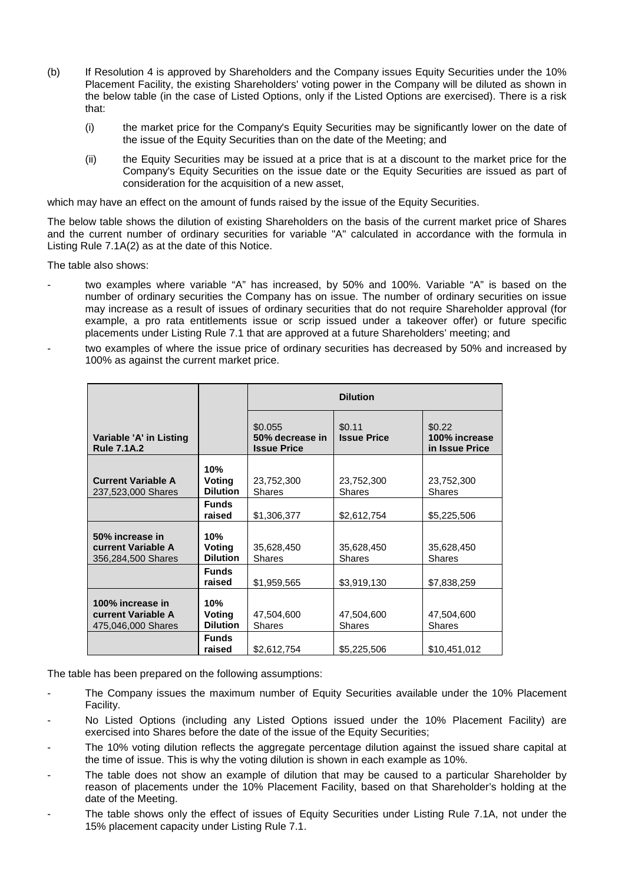(b) If Resolution 4 is approved by Shareholders and the Company issues Equity Securities under the 10% Placement Facility, the existing Shareholders' voting power in the Company will be diluted as shown in the below table (in the case of Listed Options, only if the Listed Options are exercised). There is a risk that:

   (i) the market price for the Company's Equity Securities may be significantly lower on the date of the issue of the Equity Securities than on the date of the Meeting; and

   (ii) the Equity Securities may be issued at a price that is at a discount to the market price for the Company's Equity Securities on the issue date or the Equity Securities are issued as part of consideration for the acquisition of a new asset,

which may have an effect on the amount of funds raised by the issue of the Equity Securities.

The below table shows the dilution of existing Shareholders on the basis of the current market price of Shares and the current number of ordinary securities for variable "A" calculated in accordance with the formula in Listing Rule 7.1A(2) as at the date of this Notice.

The table also shows:

- two examples where variable "A" has increased, by 50% and 100%. Variable "A" is based on the number of ordinary securities the Company has on issue. The number of ordinary securities on issue may increase as a result of issues of ordinary securities that do not require Shareholder approval (for example, a pro rata entitlements issue or scrip issued under a takeover offer) or future specific placements under Listing Rule 7.1 that are approved at a future Shareholders' meeting; and
- two examples of where the issue price of ordinary securities has decreased by 50% and increased by 100% as against the current market price.

| | | **Dilution** | | |
|---|---|---|---|---|
| **Variable 'A' in Listing Rule 7.1A.2** | | $0.055 50% decrease in Issue Price | $0.11 Issue Price | $0.22 100% increase in Issue Price |
| **Current Variable A** 237,523,000 Shares | **10% Voting Dilution** | 23,752,300 Shares | 23,752,300 Shares | 23,752,300 Shares |
| | **Funds raised** | $1,306,377 | $2,612,754 | $5,225,506 |
| **50% increase in current Variable A** 356,284,500 Shares | **10% Voting Dilution** | 35,628,450 Shares | 35,628,450 Shares | 35,628,450 Shares |
| | **Funds raised** | $1,959,565 | $3,919,130 | $7,838,259 |
| **100% increase in current Variable A** 475,046,000 Shares | **10% Voting Dilution** | 47,504,600 Shares | 47,504,600 Shares | 47,504,600 Shares |
| | **Funds raised** | $2,612,754 | $5,225,506 | $10,451,012 |

The table has been prepared on the following assumptions:

- The Company issues the maximum number of Equity Securities available under the 10% Placement Facility.
- No Listed Options (including any Listed Options issued under the 10% Placement Facility) are exercised into Shares before the date of the issue of the Equity Securities;
- The 10% voting dilution reflects the aggregate percentage dilution against the issued share capital at the time of issue. This is why the voting dilution is shown in each example as 10%.
- The table does not show an example of dilution that may be caused to a particular Shareholder by reason of placements under the 10% Placement Facility, based on that Shareholder's holding at the date of the Meeting.
- The table shows only the effect of issues of Equity Securities under Listing Rule 7.1A, not under the 15% placement capacity under Listing Rule 7.1.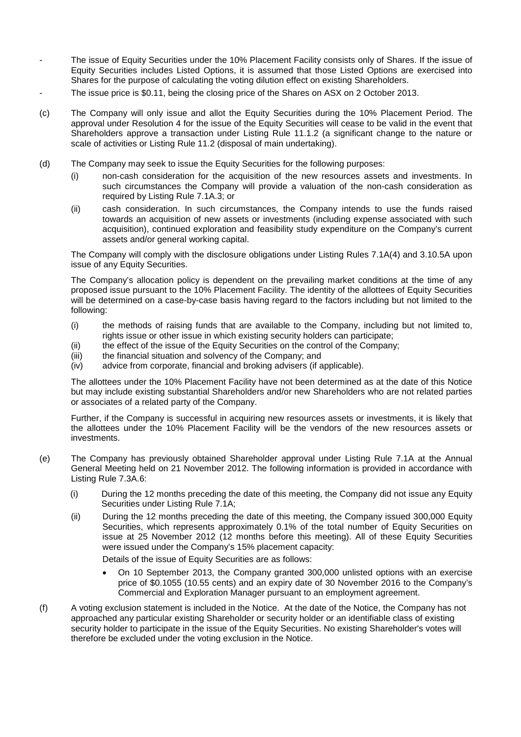- The issue of Equity Securities under the 10% Placement Facility consists only of Shares. If the issue of Equity Securities includes Listed Options, it is assumed that those Listed Options are exercised into Shares for the purpose of calculating the voting dilution effect on existing Shareholders.
- The issue price is $0.11, being the closing price of the Shares on ASX on 2 October 2013.

(c) The Company will only issue and allot the Equity Securities during the 10% Placement Period. The approval under Resolution 4 for the issue of the Equity Securities will cease to be valid in the event that Shareholders approve a transaction under Listing Rule 11.1.2 (a significant change to the nature or scale of activities or Listing Rule 11.2 (disposal of main undertaking).

(d) The Company may seek to issue the Equity Securities for the following purposes:

   (i) non-cash consideration for the acquisition of the new resources assets and investments. In such circumstances the Company will provide a valuation of the non-cash consideration as required by Listing Rule 7.1A.3; or

   (ii) cash consideration. In such circumstances, the Company intends to use the funds raised towards an acquisition of new assets or investments (including expense associated with such acquisition), continued exploration and feasibility study expenditure on the Company's current assets and/or general working capital.

   The Company will comply with the disclosure obligations under Listing Rules 7.1A(4) and 3.10.5A upon issue of any Equity Securities.

   The Company's allocation policy is dependent on the prevailing market conditions at the time of any proposed issue pursuant to the 10% Placement Facility. The identity of the allottees of Equity Securities will be determined on a case-by-case basis having regard to the factors including but not limited to the following:

   (i) the methods of raising funds that are available to the Company, including but not limited to, rights issue or other issue in which existing security holders can participate;
   (ii) the effect of the issue of the Equity Securities on the control of the Company;
   (iii) the financial situation and solvency of the Company; and
   (iv) advice from corporate, financial and broking advisers (if applicable).

   The allottees under the 10% Placement Facility have not been determined as at the date of this Notice but may include existing substantial Shareholders and/or new Shareholders who are not related parties or associates of a related party of the Company.

   Further, if the Company is successful in acquiring new resources assets or investments, it is likely that the allottees under the 10% Placement Facility will be the vendors of the new resources assets or investments.

(e) The Company has previously obtained Shareholder approval under Listing Rule 7.1A at the Annual General Meeting held on 21 November 2012. The following information is provided in accordance with Listing Rule 7.3A.6:

   (i) During the 12 months preceding the date of this meeting, the Company did not issue any Equity Securities under Listing Rule 7.1A;

   (ii) During the 12 months preceding the date of this meeting, the Company issued 300,000 Equity Securities, which represents approximately 0.1% of the total number of Equity Securities on issue at 25 November 2012 (12 months before this meeting). All of these Equity Securities were issued under the Company's 15% placement capacity:

   Details of the issue of Equity Securities are as follows:

   - On 10 September 2013, the Company granted 300,000 unlisted options with an exercise price of $0.1055 (10.55 cents) and an expiry date of 30 November 2016 to the Company's Commercial and Exploration Manager pursuant to an employment agreement.

(f) A voting exclusion statement is included in the Notice. At the date of the Notice, the Company has not approached any particular existing Shareholder or security holder or an identifiable class of existing security holder to participate in the issue of the Equity Securities. No existing Shareholder's votes will therefore be excluded under the voting exclusion in the Notice.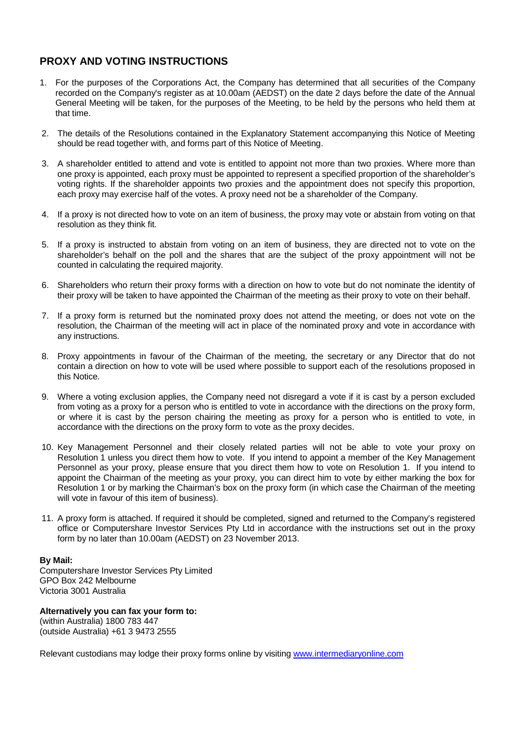## PROXY AND VOTING INSTRUCTIONS

1. For the purposes of the Corporations Act, the Company has determined that all securities of the Company recorded on the Company's register as at 10.00am (AEDST) on the date 2 days before the date of the Annual General Meeting will be taken, for the purposes of the Meeting, to be held by the persons who held them at that time.

2. The details of the Resolutions contained in the Explanatory Statement accompanying this Notice of Meeting should be read together with, and forms part of this Notice of Meeting.

3. A shareholder entitled to attend and vote is entitled to appoint not more than two proxies. Where more than one proxy is appointed, each proxy must be appointed to represent a specified proportion of the shareholder's voting rights. If the shareholder appoints two proxies and the appointment does not specify this proportion, each proxy may exercise half of the votes. A proxy need not be a shareholder of the Company.

4. If a proxy is not directed how to vote on an item of business, the proxy may vote or abstain from voting on that resolution as they think fit.

5. If a proxy is instructed to abstain from voting on an item of business, they are directed not to vote on the shareholder's behalf on the poll and the shares that are the subject of the proxy appointment will not be counted in calculating the required majority.

6. Shareholders who return their proxy forms with a direction on how to vote but do not nominate the identity of their proxy will be taken to have appointed the Chairman of the meeting as their proxy to vote on their behalf.

7. If a proxy form is returned but the nominated proxy does not attend the meeting, or does not vote on the resolution, the Chairman of the meeting will act in place of the nominated proxy and vote in accordance with any instructions.

8. Proxy appointments in favour of the Chairman of the meeting, the secretary or any Director that do not contain a direction on how to vote will be used where possible to support each of the resolutions proposed in this Notice.

9. Where a voting exclusion applies, the Company need not disregard a vote if it is cast by a person excluded from voting as a proxy for a person who is entitled to vote in accordance with the directions on the proxy form, or where it is cast by the person chairing the meeting as proxy for a person who is entitled to vote, in accordance with the directions on the proxy form to vote as the proxy decides.

10. Key Management Personnel and their closely related parties will not be able to vote your proxy on Resolution 1 unless you direct them how to vote. If you intend to appoint a member of the Key Management Personnel as your proxy, please ensure that you direct them how to vote on Resolution 1. If you intend to appoint the Chairman of the meeting as your proxy, you can direct him to vote by either marking the box for Resolution 1 or by marking the Chairman's box on the proxy form (in which case the Chairman of the meeting will vote in favour of this item of business).

11. A proxy form is attached. If required it should be completed, signed and returned to the Company's registered office or Computershare Investor Services Pty Ltd in accordance with the instructions set out in the proxy form by no later than 10.00am (AEDST) on 23 November 2013.

**By Mail:**
Computershare Investor Services Pty Limited
GPO Box 242 Melbourne
Victoria 3001 Australia

**Alternatively you can fax your form to:**
(within Australia) 1800 783 447
(outside Australia) +61 3 9473 2555

Relevant custodians may lodge their proxy forms online by visiting www.intermediaryonline.com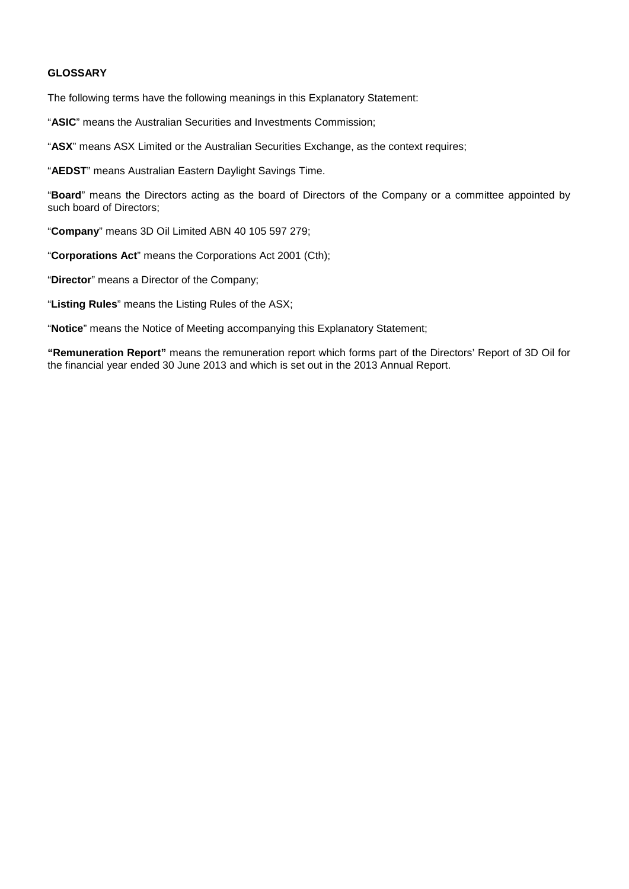**GLOSSARY**

The following terms have the following meanings in this Explanatory Statement:

"**ASIC**" means the Australian Securities and Investments Commission;

"**ASX**" means ASX Limited or the Australian Securities Exchange, as the context requires;

"**AEDST**" means Australian Eastern Daylight Savings Time.

"**Board**" means the Directors acting as the board of Directors of the Company or a committee appointed by such board of Directors;

"**Company**" means 3D Oil Limited ABN 40 105 597 279;

"**Corporations Act**" means the Corporations Act 2001 (Cth);

"**Director**" means a Director of the Company;

"**Listing Rules**" means the Listing Rules of the ASX;

"**Notice**" means the Notice of Meeting accompanying this Explanatory Statement;

**"Remuneration Report"** means the remuneration report which forms part of the Directors' Report of 3D Oil for the financial year ended 30 June 2013 and which is set out in the 2013 Annual Report.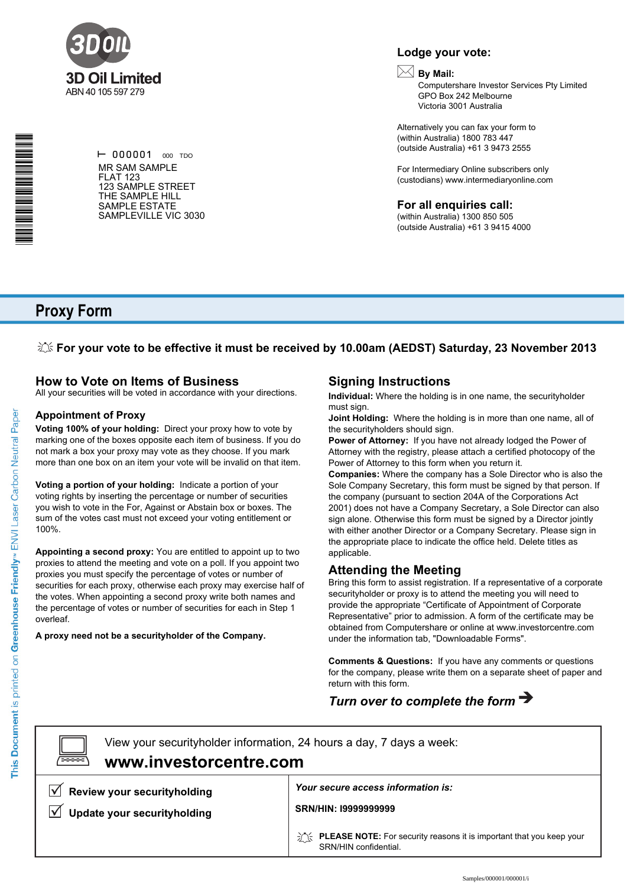**3D Oil Limited**
ABN 40 105 597 279

000001 000 TDO

MR SAM SAMPLE
FLAT 123
123 SAMPLE STREET
THE SAMPLE HILL
SAMPLE ESTATE
SAMPLEVILLE VIC 3030

## Lodge your vote:

**By Mail:**
Computershare Investor Services Pty Limited
GPO Box 242 Melbourne
Victoria 3001 Australia

Alternatively you can fax your form to
(within Australia) 1800 783 447
(outside Australia) +61 3 9473 2555

For Intermediary Online subscribers only
(custodians) www.intermediaryonline.com

## For all enquiries call:

(within Australia) 1300 850 505
(outside Australia) +61 3 9415 4000

# Proxy Form

**For your vote to be effective it must be received by 10.00am (AEDST) Saturday, 23 November 2013**

## How to Vote on Items of Business

All your securities will be voted in accordance with your directions.

### Appointment of Proxy

**Voting 100% of your holding:** Direct your proxy how to vote by marking one of the boxes opposite each item of business. If you do not mark a box your proxy may vote as they choose. If you mark more than one box on an item your vote will be invalid on that item.

**Voting a portion of your holding:** Indicate a portion of your voting rights by inserting the percentage or number of securities you wish to vote in the For, Against or Abstain box or boxes. The sum of the votes cast must not exceed your voting entitlement or 100%.

**Appointing a second proxy:** You are entitled to appoint up to two proxies to attend the meeting and vote on a poll. If you appoint two proxies you must specify the percentage of votes or number of securities for each proxy, otherwise each proxy may exercise half of the votes. When appointing a second proxy write both names and the percentage of votes or number of securities for each in Step 1 overleaf.

**A proxy need not be a securityholder of the Company.**

## Signing Instructions

**Individual:** Where the holding is in one name, the securityholder must sign.

**Joint Holding:** Where the holding is in more than one name, all of the securityholders should sign.

**Power of Attorney:** If you have not already lodged the Power of Attorney with the registry, please attach a certified photocopy of the Power of Attorney to this form when you return it.

**Companies:** Where the company has a Sole Director who is also the Sole Company Secretary, this form must be signed by that person. If the company (pursuant to section 204A of the Corporations Act 2001) does not have a Company Secretary, a Sole Director can also sign alone. Otherwise this form must be signed by a Director jointly with either another Director or a Company Secretary. Please sign in the appropriate place to indicate the office held. Delete titles as applicable.

## Attending the Meeting

Bring this form to assist registration. If a representative of a corporate securityholder or proxy is to attend the meeting you will need to provide the appropriate “Certificate of Appointment of Corporate Representative” prior to admission. A form of the certificate may be obtained from Computershare or online at www.investorcentre.com under the information tab, "Downloadable Forms".

**Comments & Questions:** If you have any comments or questions for the company, please write them on a separate sheet of paper and return with this form.

***Turn over to complete the form →***

View your securityholder information, 24 hours a day, 7 days a week:
**www.investorcentre.com**

- ☑ **Review your securityholding**
- ☑ **Update your securityholding**

***Your secure access information is:***

**SRN/HIN: I9999999999**

**PLEASE NOTE:** For security reasons it is important that you keep your SRN/HIN confidential.

This Document is printed on Greenhouse Friendly™ ENVI Laser Carbon Neutral Paper

Samples/000001/000001/i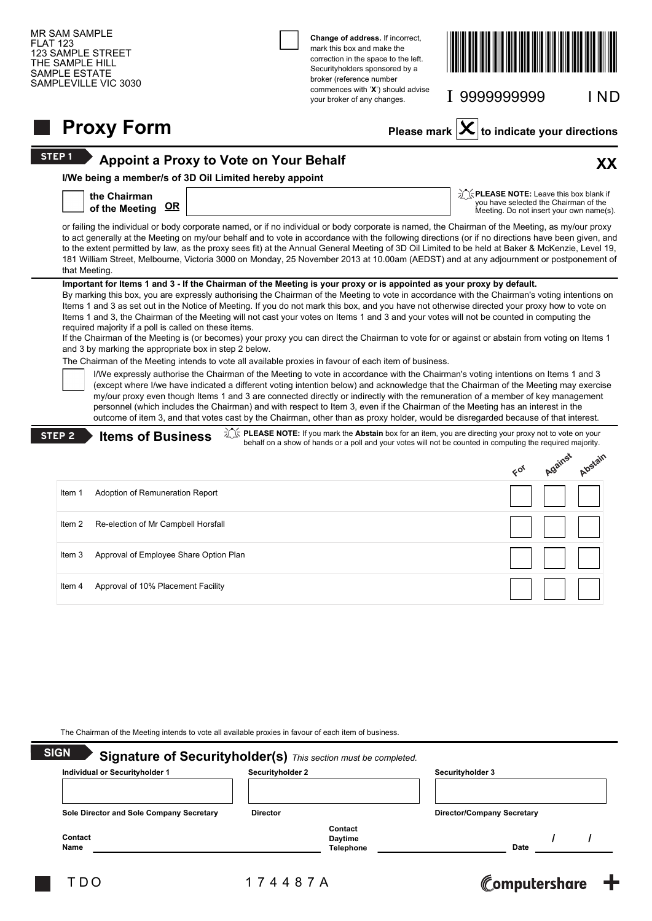MR SAM SAMPLE
FLAT 123
123 SAMPLE STREET
THE SAMPLE HILL
SAMPLE ESTATE
SAMPLEVILLE VIC 3030

☐ **Change of address.** If incorrect, mark this box and make the correction in the space to the left. Securityholders sponsored by a broker (reference number commences with '**X**') should advise your broker of any changes.

I 9999999999 I ND

# Proxy Form

**Please mark ☒ to indicate your directions**

## STEP 1 Appoint a Proxy to Vote on Your Behalf

**XX**

**I/We being a member/s of 3D Oil Limited hereby appoint**

☐ **the Chairman of the Meeting** **OR** ____________________

**PLEASE NOTE:** Leave this box blank if you have selected the Chairman of the Meeting. Do not insert your own name(s).

or failing the individual or body corporate named, or if no individual or body corporate is named, the Chairman of the Meeting, as my/our proxy to act generally at the Meeting on my/our behalf and to vote in accordance with the following directions (or if no directions have been given, and to the extent permitted by law, as the proxy sees fit) at the Annual General Meeting of 3D Oil Limited to be held at Baker & McKenzie, Level 19, 181 William Street, Melbourne, Victoria 3000 on Monday, 25 November 2013 at 10.00am (AEDST) and at any adjournment or postponement of that Meeting.

**Important for Items 1 and 3 - If the Chairman of the Meeting is your proxy or is appointed as your proxy by default.**
By marking this box, you are expressly authorising the Chairman of the Meeting to vote in accordance with the Chairman's voting intentions on Items 1 and 3 as set out in the Notice of Meeting. If you do not mark this box, and you have not otherwise directed your proxy how to vote on Items 1 and 3, the Chairman of the Meeting will not cast your votes on Items 1 and 3 and your votes will not be counted in computing the required majority if a poll is called on these items.
If the Chairman of the Meeting is (or becomes) your proxy you can direct the Chairman to vote for or against or abstain from voting on Items 1 and 3 by marking the appropriate box in step 2 below.
The Chairman of the Meeting intends to vote all available proxies in favour of each item of business.

☐ I/We expressly authorise the Chairman of the Meeting to vote in accordance with the Chairman's voting intentions on Items 1 and 3 (except where I/we have indicated a different voting intention below) and acknowledge that the Chairman of the Meeting may exercise my/our proxy even though Items 1 and 3 are connected directly or indirectly with the remuneration of a member of key management personnel (which includes the Chairman) and with respect to Item 3, even if the Chairman of the Meeting has an interest in the outcome of item 3, and that votes cast by the Chairman, other than as proxy holder, would be disregarded because of that interest.

## STEP 2 Items of Business

**PLEASE NOTE:** If you mark the **Abstain** box for an item, you are directing your proxy not to vote on your behalf on a show of hands or a poll and your votes will not be counted in computing the required majority.

| | | For | Against | Abstain |
|---|---|---|---|---|
| Item 1 | Adoption of Remuneration Report | ☐ | ☐ | ☐ |
| Item 2 | Re-election of Mr Campbell Horsfall | ☐ | ☐ | ☐ |
| Item 3 | Approval of Employee Share Option Plan | ☐ | ☐ | ☐ |
| Item 4 | Approval of 10% Placement Facility | ☐ | ☐ | ☐ |

The Chairman of the Meeting intends to vote all available proxies in favour of each item of business.

## SIGN Signature of Securityholder(s) *This section must be completed.*

| Individual or Securityholder 1 | Securityholder 2 | Securityholder 3 |
|---|---|---|
| | | |
| Sole Director and Sole Company Secretary | Director | Director/Company Secretary |

Contact Name ____________________ Contact Daytime Telephone ____________________ Date ___ / ___ / ___

TDO 174487A

Computershare